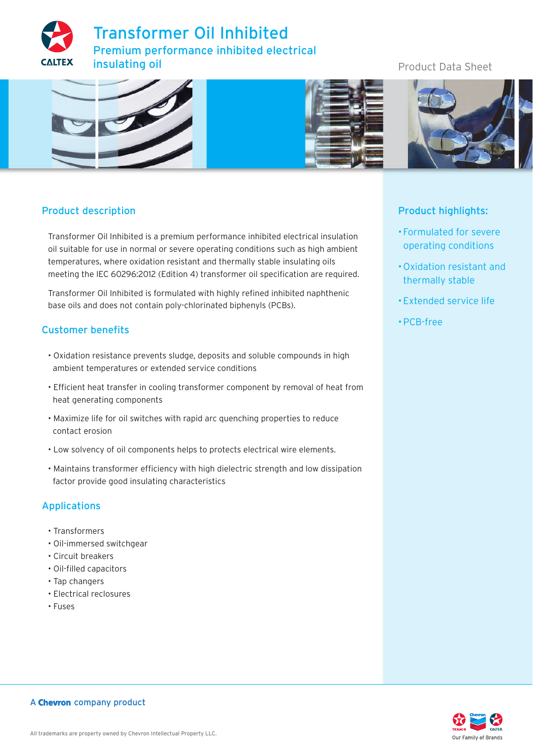# Transformer Oil Inhibited

## Premium performance inhibited electrical insulating oil

Product Data Sheet

## Product description

Transformer Oil Inhibited is a premium performance inhibited electrical insulation oil suitable for use in normal or severe operating conditions such as high ambient temperatures, where oxidation resistant and thermally stable insulating oils meeting the IEC 60296:2012 (Edition 4) transformer oil specification are required.

Transformer Oil Inhibited is formulated with highly refined inhibited naphthenic base oils and does not contain poly-chlorinated biphenyls (PCBs).

## Customer benefits

- Oxidation resistance prevents sludge, deposits and soluble compounds in high ambient temperatures or extended service conditions
- Efficient heat transfer in cooling transformer component by removal of heat from heat generating components
- Maximize life for oil switches with rapid arc quenching properties to reduce contact erosion
- Low solvency of oil components helps to protects electrical wire elements.
- Maintains transformer efficiency with high dielectric strength and low dissipation factor provide good insulating characteristics

## Applications

- Transformers
- Oil-immersed switchgear
- Circuit breakers
- Oil-filled capacitors
- Tap changers
- Electrical reclosures
- Fuses

## Product highlights:

- Formulated for severe operating conditions
- Oxidation resistant and thermally stable
- Extended service life
- PCB-free

A Chevron company product

All trademarks are property owned by Chevron Intellectual Property LLC.

Our Family of Brands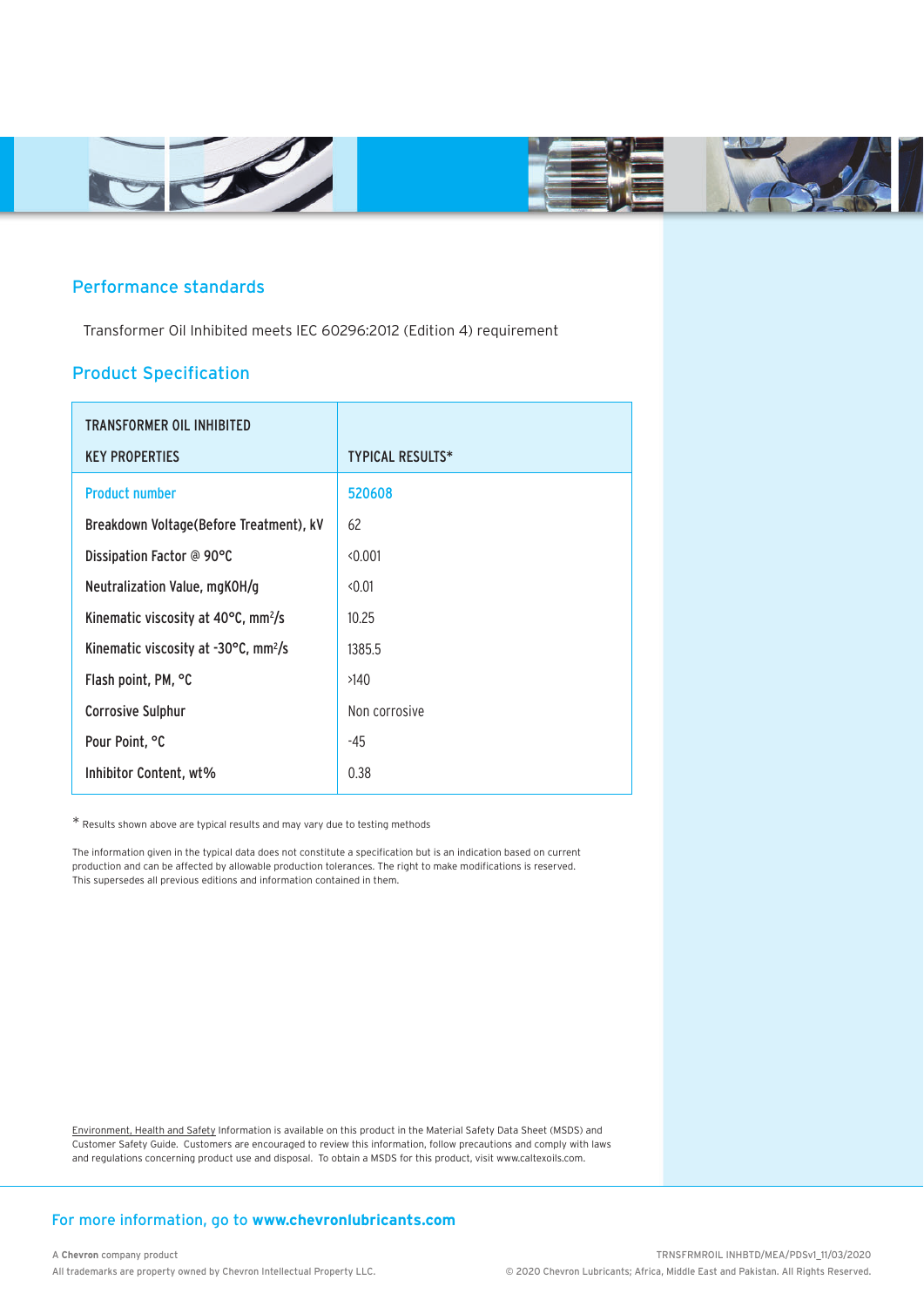## Performance standards

Transformer Oil Inhibited meets IEC 60296:2012 (Edition 4) requirement

## Product Specification

| TRANSFORMER OIL INHIBITED<br>KEY PROPERTIES | TYPICAL RESULTS* |
|---|---|
| Product number | 520608 |
| Breakdown Voltage(Before Treatment), kV | 62 |
| Dissipation Factor @ 90°C | <0.001 |
| Neutralization Value, mgKOH/g | <0.01 |
| Kinematic viscosity at 40°C, $mm^2/s$ | 10.25 |
| Kinematic viscosity at -30°C, $mm^2/s$ | 1385.5 |
| Flash point, PM, °C | >140 |
| Corrosive Sulphur | Non corrosive |
| Pour Point, °C | -45 |
| Inhibitor Content, wt% | 0.38 |

* Results shown above are typical results and may vary due to testing methods

The information given in the typical data does not constitute a specification but is an indication based on current production and can be affected by allowable production tolerances. The right to make modifications is reserved. This supersedes all previous editions and information contained in them.

Environment, Health and Safety Information is available on this product in the Material Safety Data Sheet (MSDS) and Customer Safety Guide. Customers are encouraged to review this information, follow precautions and comply with laws and regulations concerning product use and disposal. To obtain a MSDS for this product, visit www.caltexoils.com.

For more information, go to **www.chevronlubricants.com**

A **Chevron** company product

All trademarks are property owned by Chevron Intellectual Property LLC.

TRNSFRMROIL INHBTD/MEA/PDSv1_11/03/2020

© 2020 Chevron Lubricants; Africa, Middle East and Pakistan. All Rights Reserved.